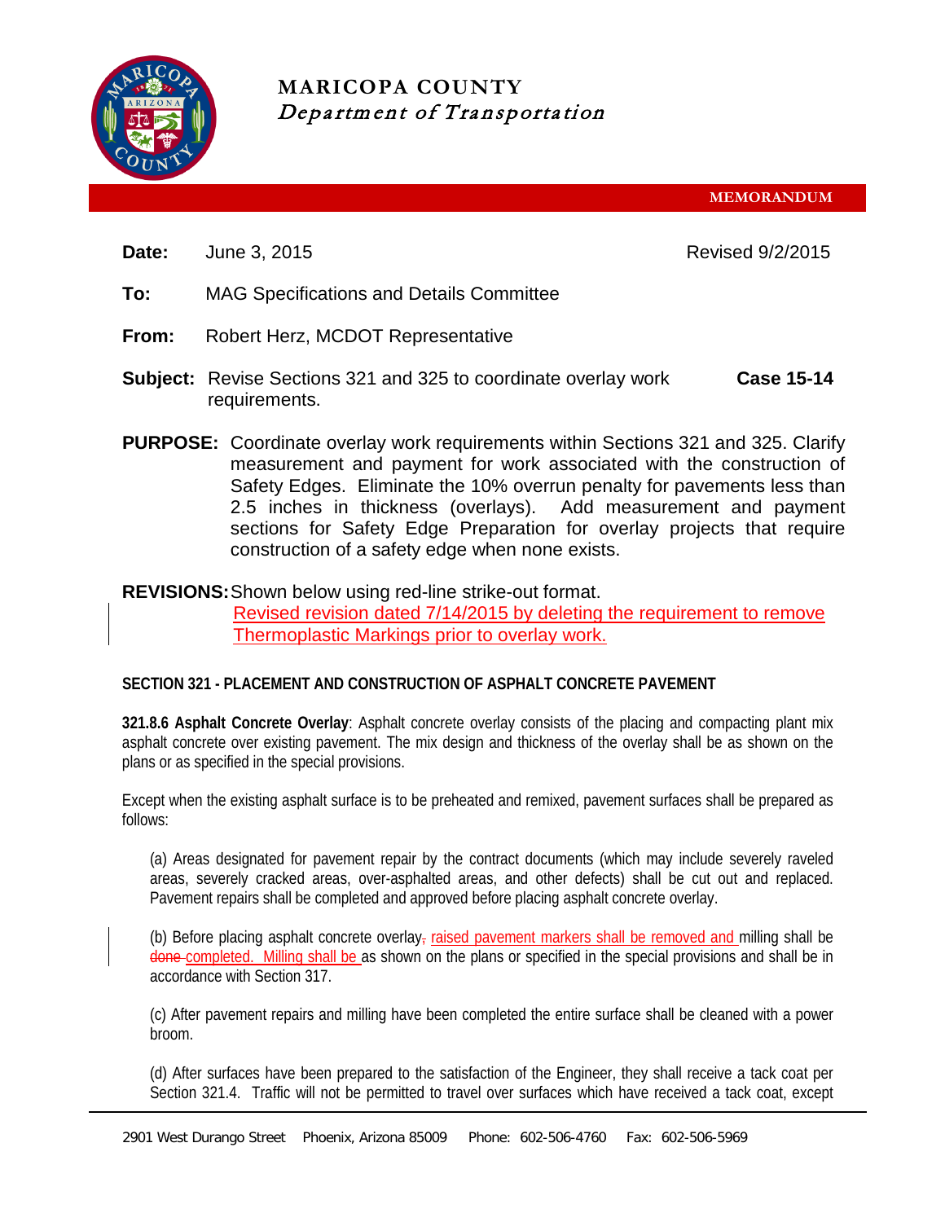# MARICOPA COUNTY
*Department of Transportation*

**MEMORANDUM**

**Date:** June 3, 2015 Revised 9/2/2015

**To:** MAG Specifications and Details Committee

**From:** Robert Herz, MCDOT Representative

**Subject:** Revise Sections 321 and 325 to coordinate overlay work requirements. **Case 15-14**

**PURPOSE:** Coordinate overlay work requirements within Sections 321 and 325. Clarify measurement and payment for work associated with the construction of Safety Edges. Eliminate the 10% overrun penalty for pavements less than 2.5 inches in thickness (overlays). Add measurement and payment sections for Safety Edge Preparation for overlay projects that require construction of a safety edge when none exists.

**REVISIONS:** Shown below using red-line strike-out format.
Revised revision dated 7/14/2015 by deleting the requirement to remove Thermoplastic Markings prior to overlay work.

**SECTION 321 - PLACEMENT AND CONSTRUCTION OF ASPHALT CONCRETE PAVEMENT**

**321.8.6 Asphalt Concrete Overlay**: Asphalt concrete overlay consists of the placing and compacting plant mix asphalt concrete over existing pavement. The mix design and thickness of the overlay shall be as shown on the plans or as specified in the special provisions.

Except when the existing asphalt surface is to be preheated and remixed, pavement surfaces shall be prepared as follows:

(a) Areas designated for pavement repair by the contract documents (which may include severely raveled areas, severely cracked areas, over-asphalted areas, and other defects) shall be cut out and replaced. Pavement repairs shall be completed and approved before placing asphalt concrete overlay.

(b) Before placing asphalt concrete overlay~~,~~ raised pavement markers shall be removed and milling shall be ~~done~~ completed. Milling shall be as shown on the plans or specified in the special provisions and shall be in accordance with Section 317.

(c) After pavement repairs and milling have been completed the entire surface shall be cleaned with a power broom.

(d) After surfaces have been prepared to the satisfaction of the Engineer, they shall receive a tack coat per Section 321.4. Traffic will not be permitted to travel over surfaces which have received a tack coat, except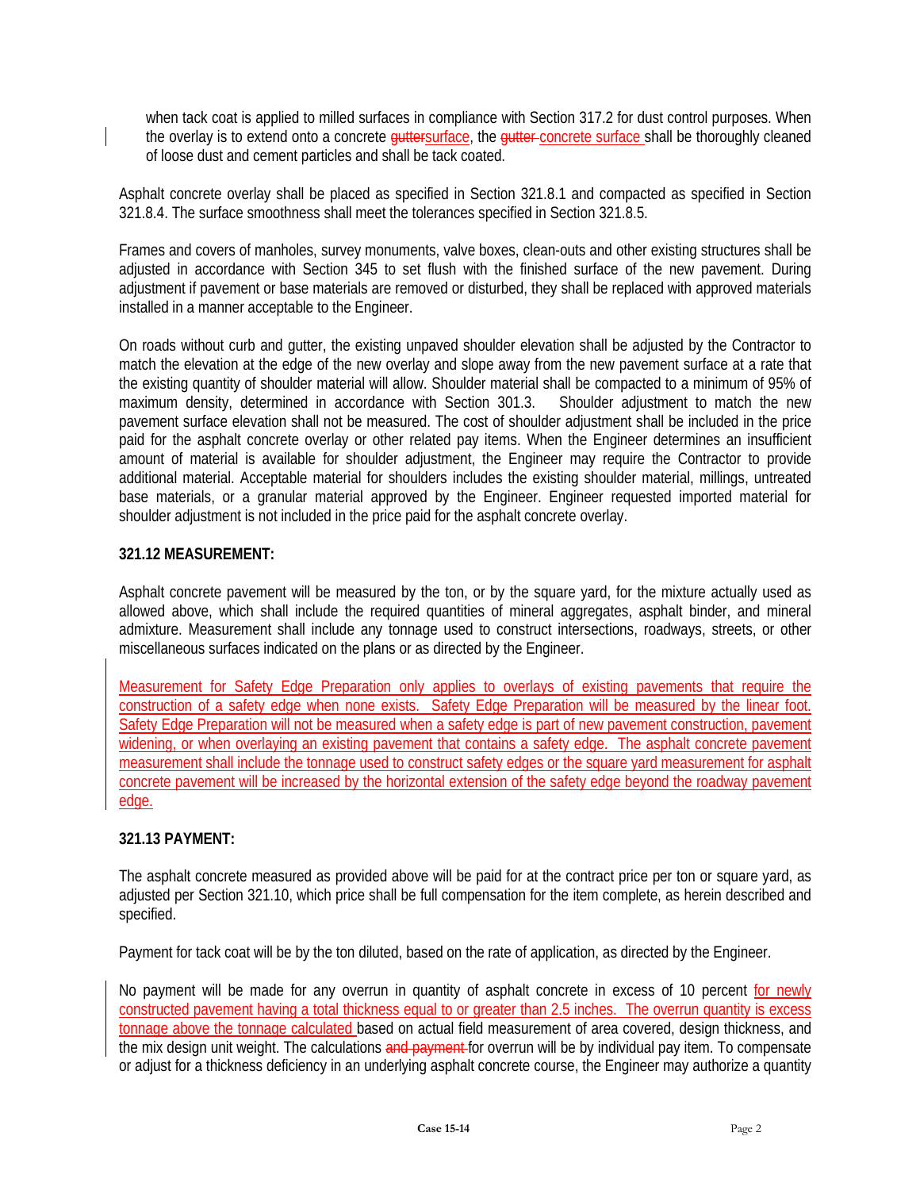when tack coat is applied to milled surfaces in compliance with Section 317.2 for dust control purposes. When the overlay is to extend onto a concrete ~~gutter~~surface, the ~~gutter~~ concrete surface shall be thoroughly cleaned of loose dust and cement particles and shall be tack coated.

Asphalt concrete overlay shall be placed as specified in Section 321.8.1 and compacted as specified in Section 321.8.4. The surface smoothness shall meet the tolerances specified in Section 321.8.5.

Frames and covers of manholes, survey monuments, valve boxes, clean-outs and other existing structures shall be adjusted in accordance with Section 345 to set flush with the finished surface of the new pavement. During adjustment if pavement or base materials are removed or disturbed, they shall be replaced with approved materials installed in a manner acceptable to the Engineer.

On roads without curb and gutter, the existing unpaved shoulder elevation shall be adjusted by the Contractor to match the elevation at the edge of the new overlay and slope away from the new pavement surface at a rate that the existing quantity of shoulder material will allow. Shoulder material shall be compacted to a minimum of 95% of maximum density, determined in accordance with Section 301.3. Shoulder adjustment to match the new pavement surface elevation shall not be measured. The cost of shoulder adjustment shall be included in the price paid for the asphalt concrete overlay or other related pay items. When the Engineer determines an insufficient amount of material is available for shoulder adjustment, the Engineer may require the Contractor to provide additional material. Acceptable material for shoulders includes the existing shoulder material, millings, untreated base materials, or a granular material approved by the Engineer. Engineer requested imported material for shoulder adjustment is not included in the price paid for the asphalt concrete overlay.

**321.12 MEASUREMENT:**

Asphalt concrete pavement will be measured by the ton, or by the square yard, for the mixture actually used as allowed above, which shall include the required quantities of mineral aggregates, asphalt binder, and mineral admixture. Measurement shall include any tonnage used to construct intersections, roadways, streets, or other miscellaneous surfaces indicated on the plans or as directed by the Engineer.

Measurement for Safety Edge Preparation only applies to overlays of existing pavements that require the construction of a safety edge when none exists. Safety Edge Preparation will be measured by the linear foot. Safety Edge Preparation will not be measured when a safety edge is part of new pavement construction, pavement widening, or when overlaying an existing pavement that contains a safety edge. The asphalt concrete pavement measurement shall include the tonnage used to construct safety edges or the square yard measurement for asphalt concrete pavement will be increased by the horizontal extension of the safety edge beyond the roadway pavement edge.

**321.13 PAYMENT:**

The asphalt concrete measured as provided above will be paid for at the contract price per ton or square yard, as adjusted per Section 321.10, which price shall be full compensation for the item complete, as herein described and specified.

Payment for tack coat will be by the ton diluted, based on the rate of application, as directed by the Engineer.

No payment will be made for any overrun in quantity of asphalt concrete in excess of 10 percent for newly constructed pavement having a total thickness equal to or greater than 2.5 inches. The overrun quantity is excess tonnage above the tonnage calculated based on actual field measurement of area covered, design thickness, and the mix design unit weight. The calculations ~~and payment~~ for overrun will be by individual pay item. To compensate or adjust for a thickness deficiency in an underlying asphalt concrete course, the Engineer may authorize a quantity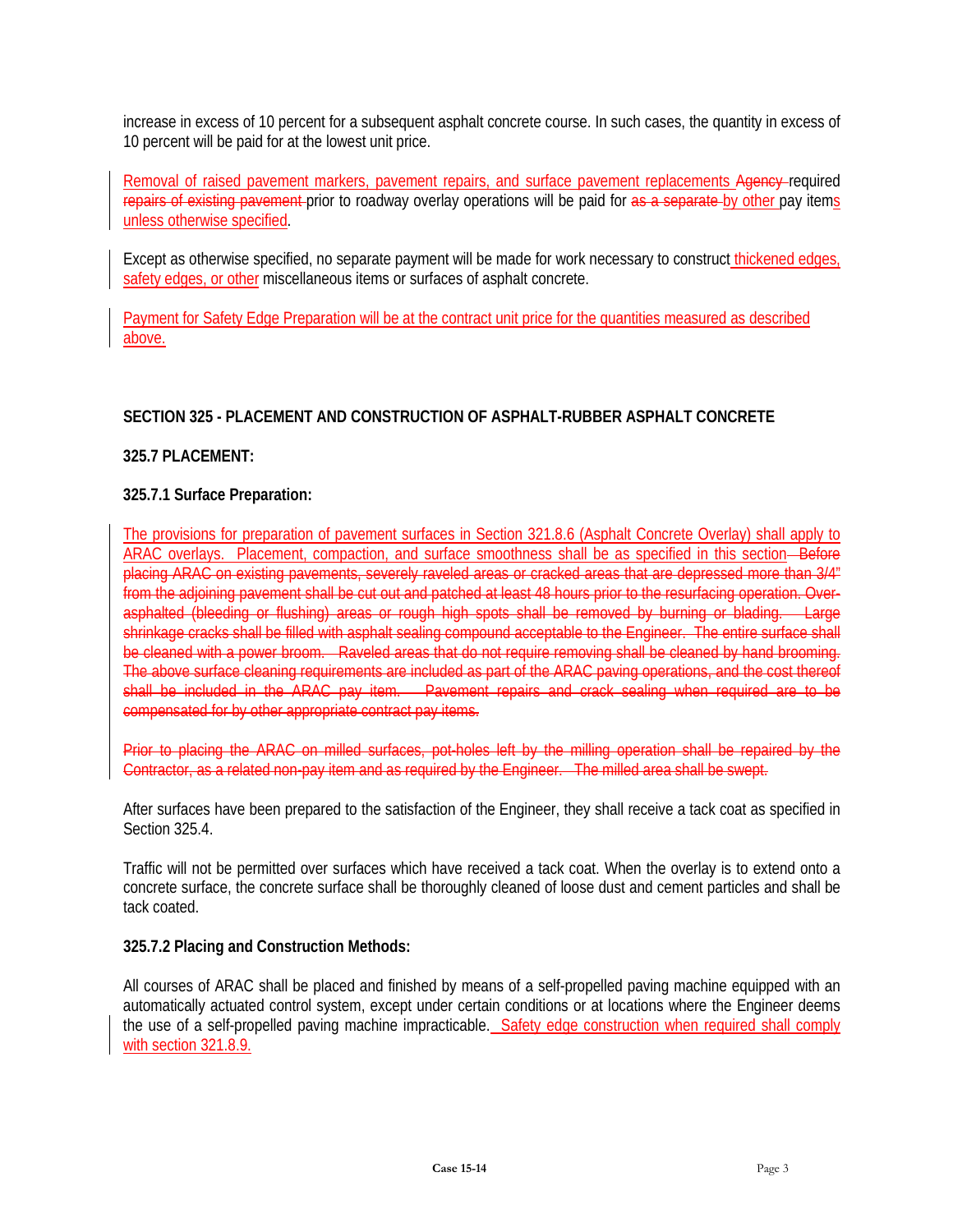increase in excess of 10 percent for a subsequent asphalt concrete course. In such cases, the quantity in excess of 10 percent will be paid for at the lowest unit price.

<u>Removal of raised pavement markers, pavement repairs, and surface pavement replacements</u> ~~Agency~~ required ~~repairs of existing pavement~~ prior to roadway overlay operations will be paid for ~~as a separate~~ <u>by other</u> pay item<u>s unless otherwise specified</u>.

Except as otherwise specified, no separate payment will be made for work necessary to construct <u>thickened edges, safety edges, or other</u> miscellaneous items or surfaces of asphalt concrete.

<u>Payment for Safety Edge Preparation will be at the contract unit price for the quantities measured as described above.</u>

**SECTION 325 - PLACEMENT AND CONSTRUCTION OF ASPHALT-RUBBER ASPHALT CONCRETE**

**325.7 PLACEMENT:**

**325.7.1 Surface Preparation:**

<u>The provisions for preparation of pavement surfaces in Section 321.8.6 (Asphalt Concrete Overlay) shall apply to ARAC overlays. Placement, compaction, and surface smoothness shall be as specified in this section</u> ~~Before placing ARAC on existing pavements, severely raveled areas or cracked areas that are depressed more than 3/4" from the adjoining pavement shall be cut out and patched at least 48 hours prior to the resurfacing operation. Over-asphalted (bleeding or flushing) areas or rough high spots shall be removed by burning or blading. Large shrinkage cracks shall be filled with asphalt sealing compound acceptable to the Engineer. The entire surface shall be cleaned with a power broom. Raveled areas that do not require removing shall be cleaned by hand brooming. The above surface cleaning requirements are included as part of the ARAC paving operations, and the cost thereof shall be included in the ARAC pay item. Pavement repairs and crack sealing when required are to be compensated for by other appropriate contract pay items.~~

~~Prior to placing the ARAC on milled surfaces, pot-holes left by the milling operation shall be repaired by the Contractor, as a related non-pay item and as required by the Engineer. The milled area shall be swept.~~

After surfaces have been prepared to the satisfaction of the Engineer, they shall receive a tack coat as specified in Section 325.4.

Traffic will not be permitted over surfaces which have received a tack coat. When the overlay is to extend onto a concrete surface, the concrete surface shall be thoroughly cleaned of loose dust and cement particles and shall be tack coated.

**325.7.2 Placing and Construction Methods:**

All courses of ARAC shall be placed and finished by means of a self-propelled paving machine equipped with an automatically actuated control system, except under certain conditions or at locations where the Engineer deems the use of a self-propelled paving machine impracticable. <u>Safety edge construction when required shall comply with section 321.8.9.</u>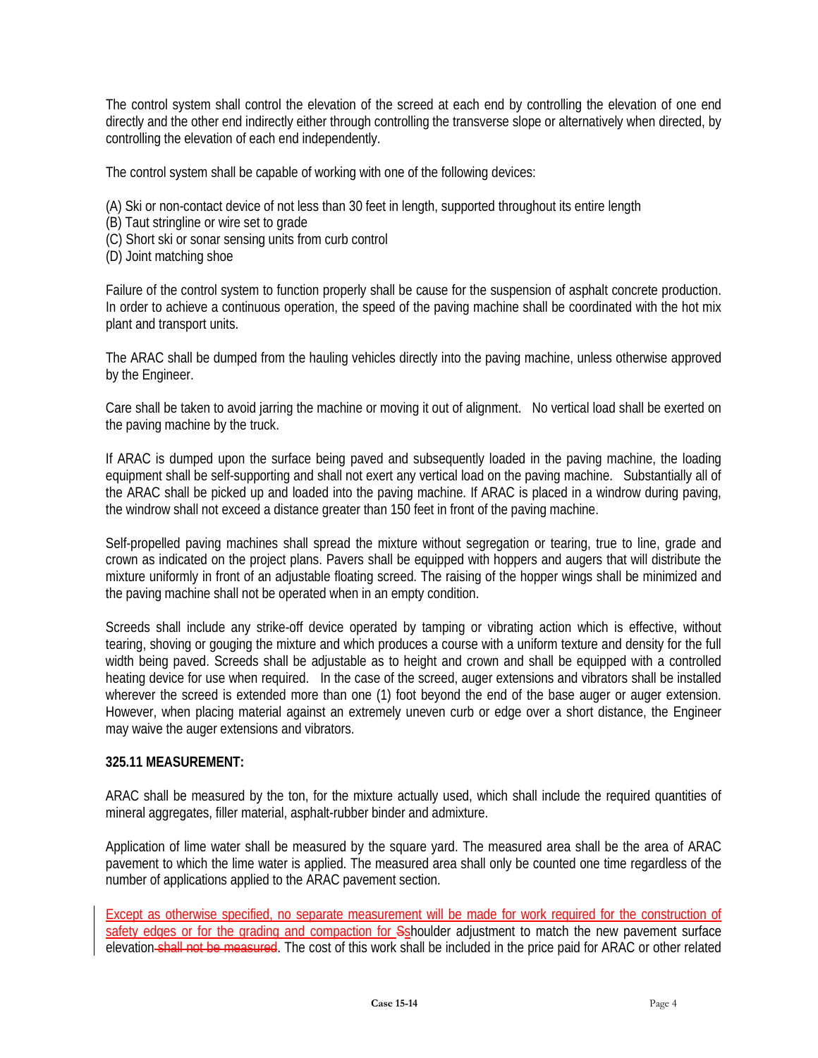The control system shall control the elevation of the screed at each end by controlling the elevation of one end directly and the other end indirectly either through controlling the transverse slope or alternatively when directed, by controlling the elevation of each end independently.

The control system shall be capable of working with one of the following devices:

(A) Ski or non-contact device of not less than 30 feet in length, supported throughout its entire length
(B) Taut stringline or wire set to grade
(C) Short ski or sonar sensing units from curb control
(D) Joint matching shoe

Failure of the control system to function properly shall be cause for the suspension of asphalt concrete production. In order to achieve a continuous operation, the speed of the paving machine shall be coordinated with the hot mix plant and transport units.

The ARAC shall be dumped from the hauling vehicles directly into the paving machine, unless otherwise approved by the Engineer.

Care shall be taken to avoid jarring the machine or moving it out of alignment. No vertical load shall be exerted on the paving machine by the truck.

If ARAC is dumped upon the surface being paved and subsequently loaded in the paving machine, the loading equipment shall be self-supporting and shall not exert any vertical load on the paving machine. Substantially all of the ARAC shall be picked up and loaded into the paving machine. If ARAC is placed in a windrow during paving, the windrow shall not exceed a distance greater than 150 feet in front of the paving machine.

Self-propelled paving machines shall spread the mixture without segregation or tearing, true to line, grade and crown as indicated on the project plans. Pavers shall be equipped with hoppers and augers that will distribute the mixture uniformly in front of an adjustable floating screed. The raising of the hopper wings shall be minimized and the paving machine shall not be operated when in an empty condition.

Screeds shall include any strike-off device operated by tamping or vibrating action which is effective, without tearing, shoving or gouging the mixture and which produces a course with a uniform texture and density for the full width being paved. Screeds shall be adjustable as to height and crown and shall be equipped with a controlled heating device for use when required. In the case of the screed, auger extensions and vibrators shall be installed wherever the screed is extended more than one (1) foot beyond the end of the base auger or auger extension. However, when placing material against an extremely uneven curb or edge over a short distance, the Engineer may waive the auger extensions and vibrators.

**325.11 MEASUREMENT:**

ARAC shall be measured by the ton, for the mixture actually used, which shall include the required quantities of mineral aggregates, filler material, asphalt-rubber binder and admixture.

Application of lime water shall be measured by the square yard. The measured area shall be the area of ARAC pavement to which the lime water is applied. The measured area shall only be counted one time regardless of the number of applications applied to the ARAC pavement section.

Except as otherwise specified, no separate measurement will be made for work required for the construction of safety edges or for the grading and compaction for ~~S~~shoulder adjustment to match the new pavement surface elevation ~~shall not be measured~~. The cost of this work shall be included in the price paid for ARAC or other related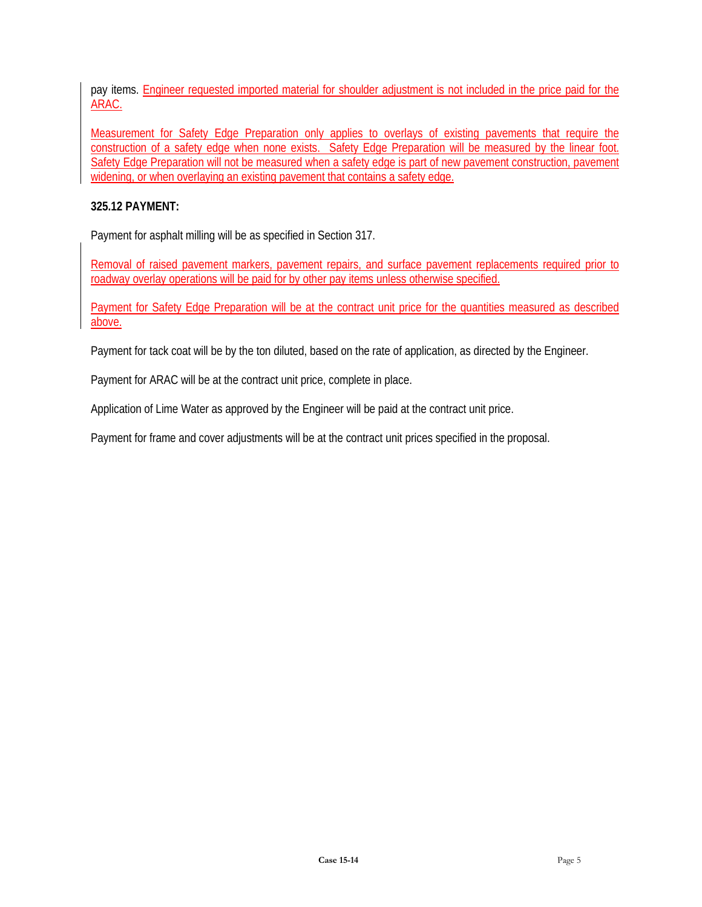pay items. Engineer requested imported material for shoulder adjustment is not included in the price paid for the ARAC.

Measurement for Safety Edge Preparation only applies to overlays of existing pavements that require the construction of a safety edge when none exists. Safety Edge Preparation will be measured by the linear foot. Safety Edge Preparation will not be measured when a safety edge is part of new pavement construction, pavement widening, or when overlaying an existing pavement that contains a safety edge.

**325.12 PAYMENT:**

Payment for asphalt milling will be as specified in Section 317.

Removal of raised pavement markers, pavement repairs, and surface pavement replacements required prior to roadway overlay operations will be paid for by other pay items unless otherwise specified.

Payment for Safety Edge Preparation will be at the contract unit price for the quantities measured as described above.

Payment for tack coat will be by the ton diluted, based on the rate of application, as directed by the Engineer.

Payment for ARAC will be at the contract unit price, complete in place.

Application of Lime Water as approved by the Engineer will be paid at the contract unit price.

Payment for frame and cover adjustments will be at the contract unit prices specified in the proposal.